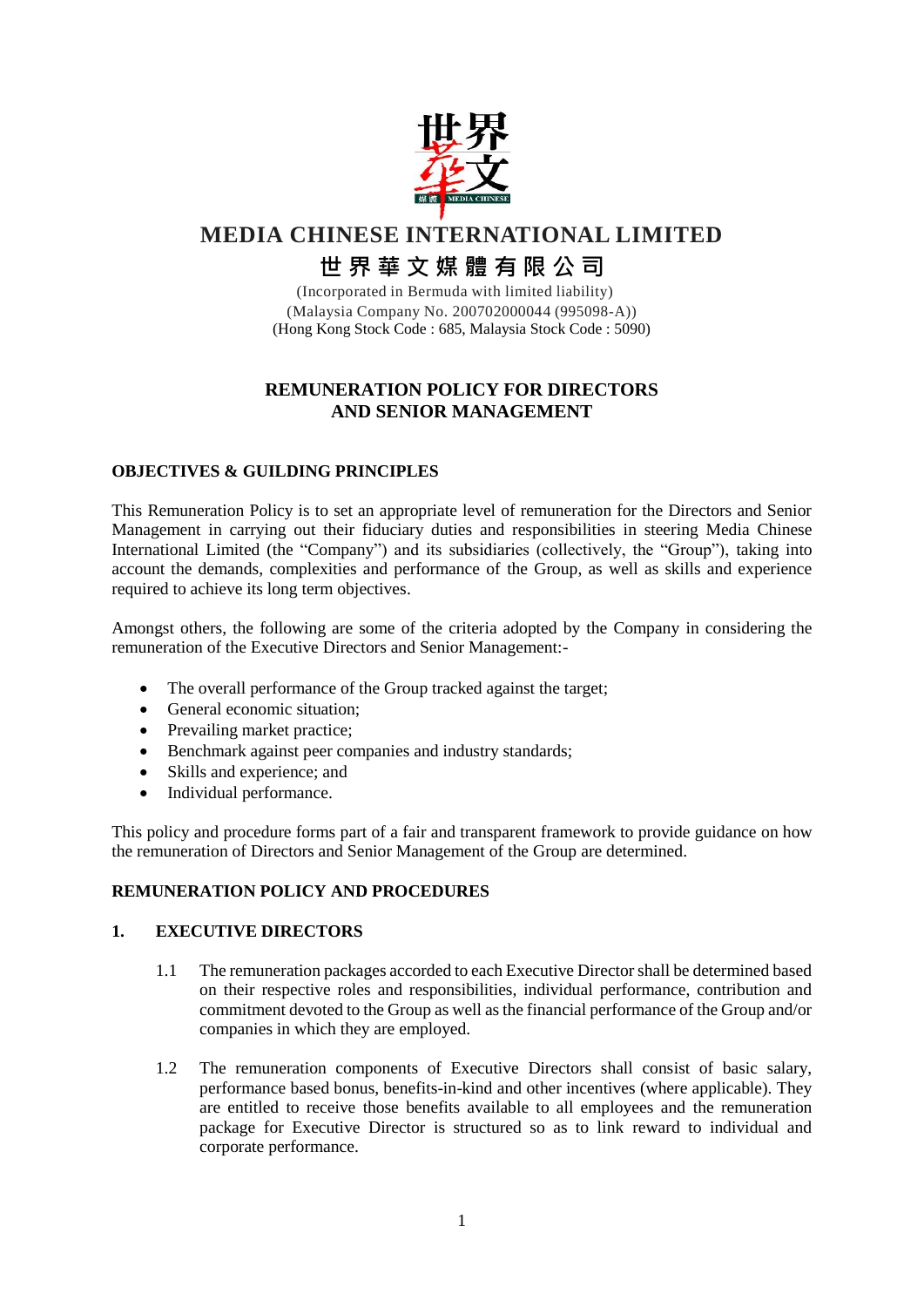# MEDIA CHINESE INTERNATIONAL LIMITED

# 世界華文媒體有限公司

(Incorporated in Bermuda with limited liability)
(Malaysia Company No. 200702000044 (995098-A))
(Hong Kong Stock Code : 685, Malaysia Stock Code : 5090)

## REMUNERATION POLICY FOR DIRECTORS AND SENIOR MANAGEMENT

### OBJECTIVES & GUILDING PRINCIPLES

This Remuneration Policy is to set an appropriate level of remuneration for the Directors and Senior Management in carrying out their fiduciary duties and responsibilities in steering Media Chinese International Limited (the "Company") and its subsidiaries (collectively, the "Group"), taking into account the demands, complexities and performance of the Group, as well as skills and experience required to achieve its long term objectives.

Amongst others, the following are some of the criteria adopted by the Company in considering the remuneration of the Executive Directors and Senior Management:-

- The overall performance of the Group tracked against the target;
- General economic situation;
- Prevailing market practice;
- Benchmark against peer companies and industry standards;
- Skills and experience; and
- Individual performance.

This policy and procedure forms part of a fair and transparent framework to provide guidance on how the remuneration of Directors and Senior Management of the Group are determined.

### REMUNERATION POLICY AND PROCEDURES

### 1. EXECUTIVE DIRECTORS

1.1 The remuneration packages accorded to each Executive Director shall be determined based on their respective roles and responsibilities, individual performance, contribution and commitment devoted to the Group as well as the financial performance of the Group and/or companies in which they are employed.

1.2 The remuneration components of Executive Directors shall consist of basic salary, performance based bonus, benefits-in-kind and other incentives (where applicable). They are entitled to receive those benefits available to all employees and the remuneration package for Executive Director is structured so as to link reward to individual and corporate performance.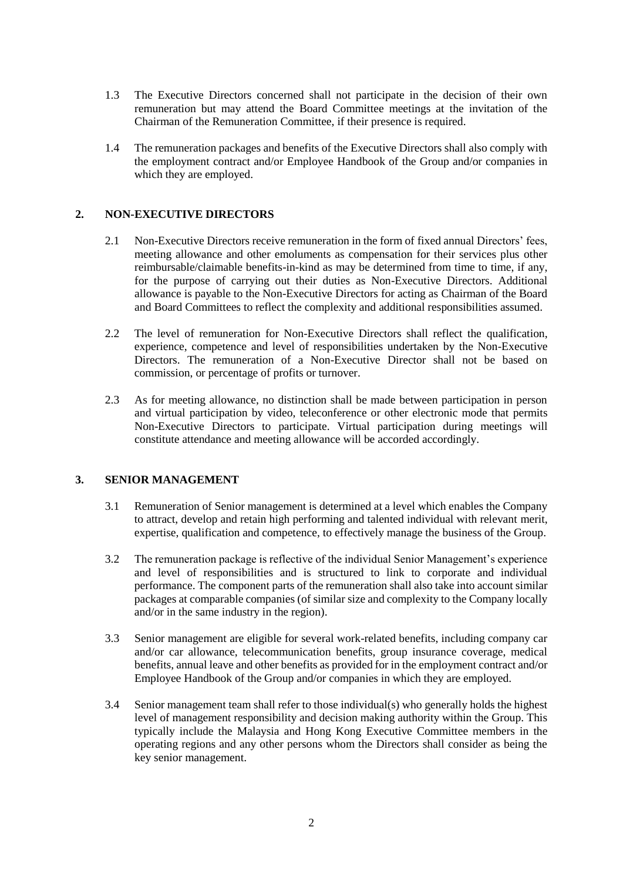1.3 The Executive Directors concerned shall not participate in the decision of their own remuneration but may attend the Board Committee meetings at the invitation of the Chairman of the Remuneration Committee, if their presence is required.

1.4 The remuneration packages and benefits of the Executive Directors shall also comply with the employment contract and/or Employee Handbook of the Group and/or companies in which they are employed.

## 2. NON-EXECUTIVE DIRECTORS

2.1 Non-Executive Directors receive remuneration in the form of fixed annual Directors' fees, meeting allowance and other emoluments as compensation for their services plus other reimbursable/claimable benefits-in-kind as may be determined from time to time, if any, for the purpose of carrying out their duties as Non-Executive Directors. Additional allowance is payable to the Non-Executive Directors for acting as Chairman of the Board and Board Committees to reflect the complexity and additional responsibilities assumed.

2.2 The level of remuneration for Non-Executive Directors shall reflect the qualification, experience, competence and level of responsibilities undertaken by the Non-Executive Directors. The remuneration of a Non-Executive Director shall not be based on commission, or percentage of profits or turnover.

2.3 As for meeting allowance, no distinction shall be made between participation in person and virtual participation by video, teleconference or other electronic mode that permits Non-Executive Directors to participate. Virtual participation during meetings will constitute attendance and meeting allowance will be accorded accordingly.

## 3. SENIOR MANAGEMENT

3.1 Remuneration of Senior management is determined at a level which enables the Company to attract, develop and retain high performing and talented individual with relevant merit, expertise, qualification and competence, to effectively manage the business of the Group.

3.2 The remuneration package is reflective of the individual Senior Management's experience and level of responsibilities and is structured to link to corporate and individual performance. The component parts of the remuneration shall also take into account similar packages at comparable companies (of similar size and complexity to the Company locally and/or in the same industry in the region).

3.3 Senior management are eligible for several work-related benefits, including company car and/or car allowance, telecommunication benefits, group insurance coverage, medical benefits, annual leave and other benefits as provided for in the employment contract and/or Employee Handbook of the Group and/or companies in which they are employed.

3.4 Senior management team shall refer to those individual(s) who generally holds the highest level of management responsibility and decision making authority within the Group. This typically include the Malaysia and Hong Kong Executive Committee members in the operating regions and any other persons whom the Directors shall consider as being the key senior management.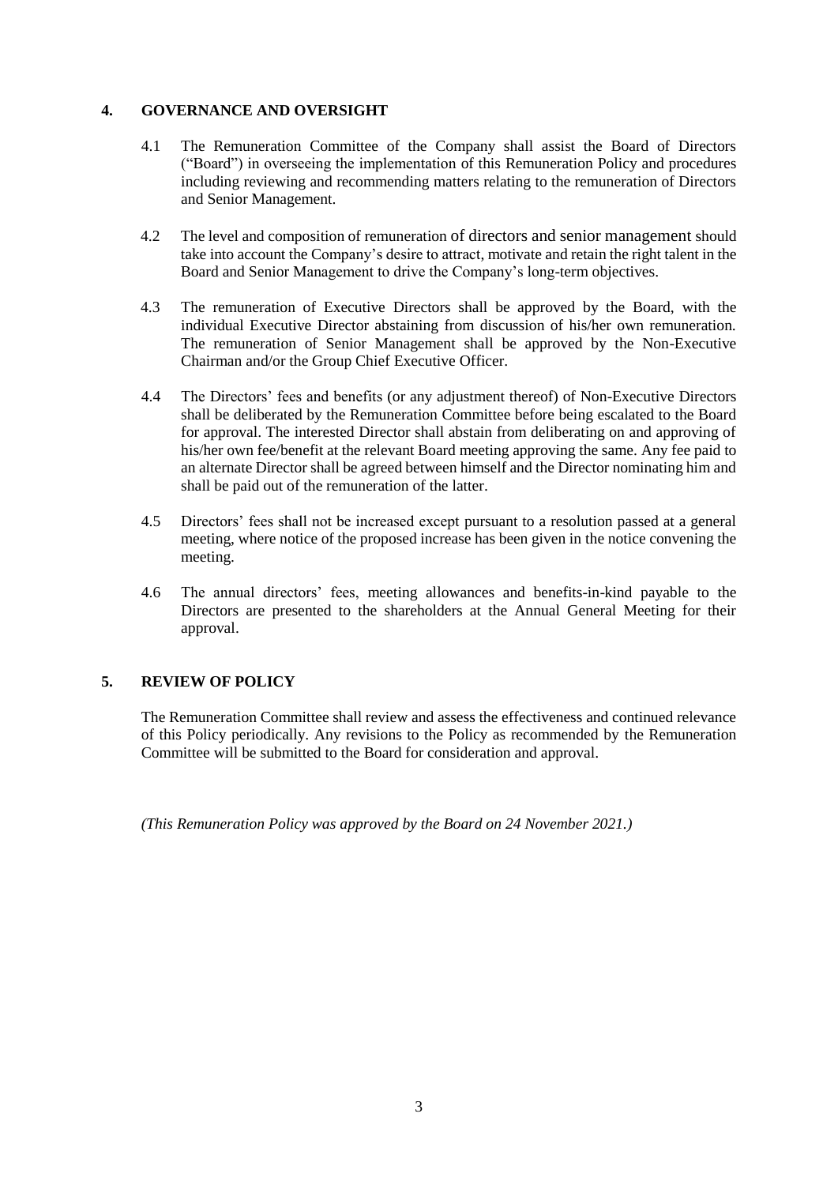## 4. GOVERNANCE AND OVERSIGHT

4.1 The Remuneration Committee of the Company shall assist the Board of Directors ("Board") in overseeing the implementation of this Remuneration Policy and procedures including reviewing and recommending matters relating to the remuneration of Directors and Senior Management.

4.2 The level and composition of remuneration of directors and senior management should take into account the Company's desire to attract, motivate and retain the right talent in the Board and Senior Management to drive the Company's long-term objectives.

4.3 The remuneration of Executive Directors shall be approved by the Board, with the individual Executive Director abstaining from discussion of his/her own remuneration. The remuneration of Senior Management shall be approved by the Non-Executive Chairman and/or the Group Chief Executive Officer.

4.4 The Directors' fees and benefits (or any adjustment thereof) of Non-Executive Directors shall be deliberated by the Remuneration Committee before being escalated to the Board for approval. The interested Director shall abstain from deliberating on and approving of his/her own fee/benefit at the relevant Board meeting approving the same. Any fee paid to an alternate Director shall be agreed between himself and the Director nominating him and shall be paid out of the remuneration of the latter.

4.5 Directors' fees shall not be increased except pursuant to a resolution passed at a general meeting, where notice of the proposed increase has been given in the notice convening the meeting.

4.6 The annual directors' fees, meeting allowances and benefits-in-kind payable to the Directors are presented to the shareholders at the Annual General Meeting for their approval.

## 5. REVIEW OF POLICY

The Remuneration Committee shall review and assess the effectiveness and continued relevance of this Policy periodically. Any revisions to the Policy as recommended by the Remuneration Committee will be submitted to the Board for consideration and approval.

*(This Remuneration Policy was approved by the Board on 24 November 2021.)*